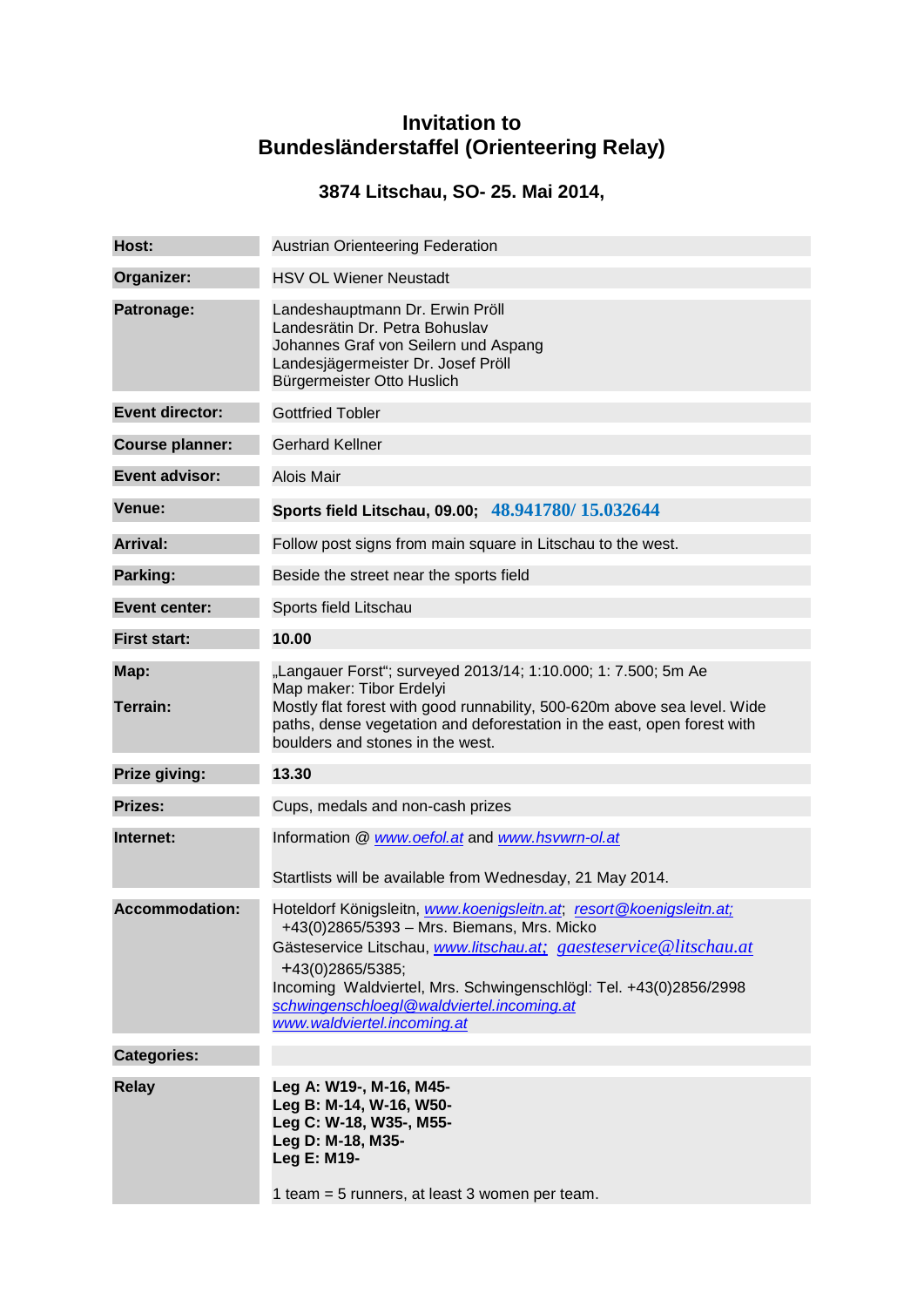# Invitation to
# Bundesländerstaffel (Orienteering Relay)

### 3874 Litschau, SO- 25. Mai 2014,

| | |
|---|---|
| **Host:** | Austrian Orienteering Federation |
| **Organizer:** | HSV OL Wiener Neustadt |
| **Patronage:** | Landeshauptmann Dr. Erwin Pröll<br>Landesrätin Dr. Petra Bohuslav<br>Johannes Graf von Seilern und Aspang<br>Landesjägermeister Dr. Josef Pröll<br>Bürgermeister Otto Huslich |
| **Event director:** | Gottfried Tobler |
| **Course planner:** | Gerhard Kellner |
| **Event advisor:** | Alois Mair |
| **Venue:** | **Sports field Litschau, 09.00; 48.941780/ 15.032644** |
| **Arrival:** | Follow post signs from main square in Litschau to the west. |
| **Parking:** | Beside the street near the sports field |
| **Event center:** | Sports field Litschau |
| **First start:** | **10.00** |
| **Map:** | „Langauer Forst"; surveyed 2013/14; 1:10.000; 1: 7.500; 5m Ae<br>Map maker: Tibor Erdelyi |
| **Terrain:** | Mostly flat forest with good runnability, 500-620m above sea level. Wide paths, dense vegetation and deforestation in the east, open forest with boulders and stones in the west. |
| **Prize giving:** | **13.30** |
| **Prizes:** | Cups, medals and non-cash prizes |
| **Internet:** | Information @ www.oefol.at and www.hsvwrn-ol.at<br><br>Startlists will be available from Wednesday, 21 May 2014. |
| **Accommodation:** | Hoteldorf Königsleitn, www.koenigsleitn.at; resort@koenigsleitn.at;<br>+43(0)2865/5393 – Mrs. Biemans, Mrs. Micko<br>Gästeservice Litschau, www.litschau.at; gaesteservice@litschau.at<br>+43(0)2865/5385;<br>Incoming Waldviertel, Mrs. Schwingenschlögl: Tel. +43(0)2856/2998<br>schwingenschloegl@waldviertel.incoming.at<br>www.waldviertel.incoming.at |
| **Categories:** | |
| **Relay** | **Leg A: W19-, M-16, M45-**<br>**Leg B: M-14, W-16, W50-**<br>**Leg C: W-18, W35-, M55-**<br>**Leg D: M-18, M35-**<br>**Leg E: M19-**<br><br>1 team = 5 runners, at least 3 women per team. |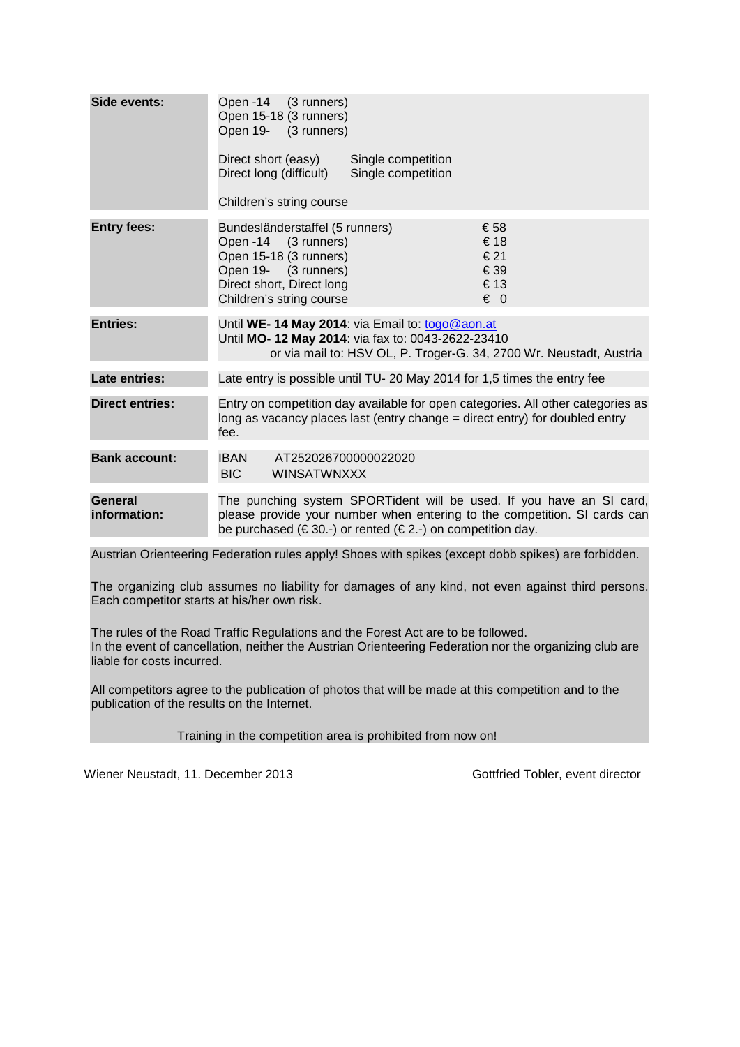| | |
|---|---|
| **Side events:** | Open -14 (3 runners)<br>Open 15-18 (3 runners)<br>Open 19- (3 runners)<br><br>Direct short (easy) Single competition<br>Direct long (difficult) Single competition<br><br>Children's string course |
| **Entry fees:** | Bundesländerstaffel (5 runners) € 58<br>Open -14 (3 runners) € 18<br>Open 15-18 (3 runners) € 21<br>Open 19- (3 runners) € 39<br>Direct short, Direct long € 13<br>Children's string course € 0 |
| **Entries:** | Until **WE- 14 May 2014**: via Email to: togo@aon.at<br>Until **MO- 12 May 2014**: via fax to: 0043-2622-23410<br>or via mail to: HSV OL, P. Troger-G. 34, 2700 Wr. Neustadt, Austria |
| **Late entries:** | Late entry is possible until TU- 20 May 2014 for 1,5 times the entry fee |
| **Direct entries:** | Entry on competition day available for open categories. All other categories as long as vacancy places last (entry change = direct entry) for doubled entry fee. |
| **Bank account:** | IBAN AT252026700000022020<br>BIC WINSATWNXXX |
| **General information:** | The punching system SPORTident will be used. If you have an SI card, please provide your number when entering to the competition. SI cards can be purchased (€ 30.-) or rented (€ 2.-) on competition day. |

Austrian Orienteering Federation rules apply! Shoes with spikes (except dobb spikes) are forbidden.

The organizing club assumes no liability for damages of any kind, not even against third persons. Each competitor starts at his/her own risk.

The rules of the Road Traffic Regulations and the Forest Act are to be followed.
In the event of cancellation, neither the Austrian Orienteering Federation nor the organizing club are liable for costs incurred.

All competitors agree to the publication of photos that will be made at this competition and to the publication of the results on the Internet.

Training in the competition area is prohibited from now on!

Wiener Neustadt, 11. December 2013

Gottfried Tobler, event director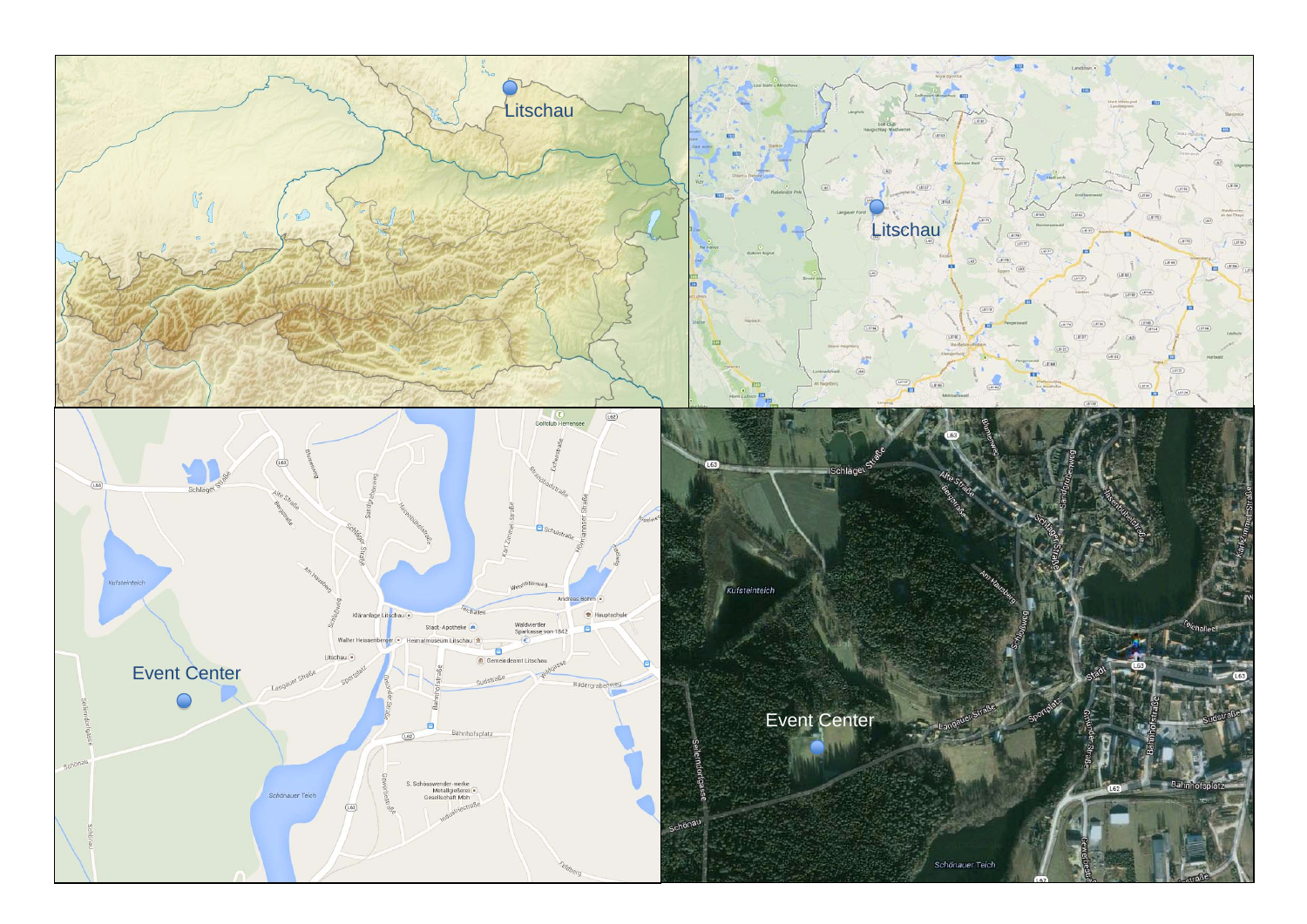Litschau

Litschau

Event Center

Event Center